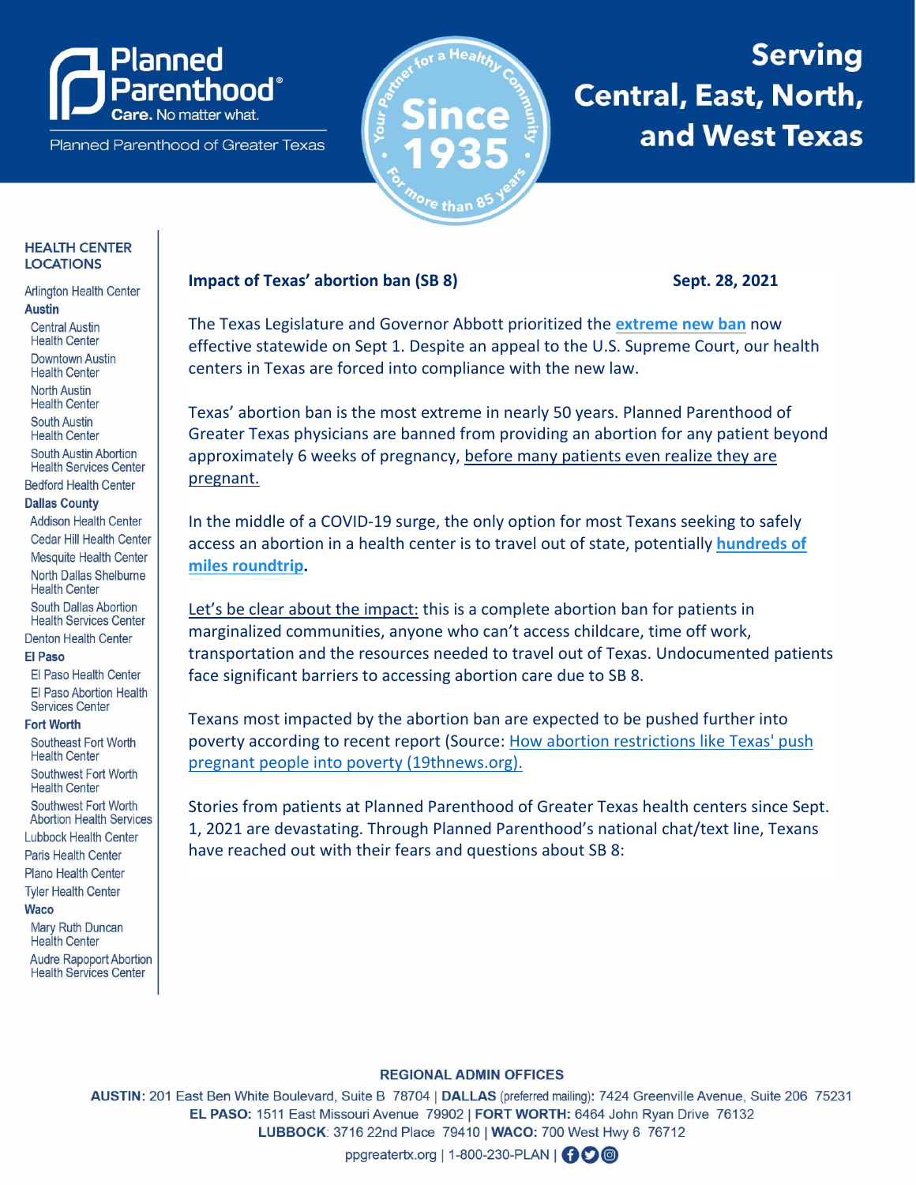**Planned Parenthood®**
**Care.** No matter what.

Planned Parenthood of Greater Texas

Your Partner for a Healthy Community · Since 1935 · For more than 85 years

# Serving Central, East, North, and West Texas

**HEALTH CENTER LOCATIONS**

- Arlington Health Center
- **Austin**
  - Central Austin Health Center
  - Downtown Austin Health Center
  - North Austin Health Center
  - South Austin Health Center
  - South Austin Abortion Health Services Center
- Bedford Health Center
- **Dallas County**
  - Addison Health Center
  - Cedar Hill Health Center
  - Mesquite Health Center
  - North Dallas Shelburne Health Center
  - South Dallas Abortion Health Services Center
- Denton Health Center
- **El Paso**
  - El Paso Health Center
  - El Paso Abortion Health Services Center
- **Fort Worth**
  - Southeast Fort Worth Health Center
  - Southwest Fort Worth Health Center
  - Southwest Fort Worth Abortion Health Services
- Lubbock Health Center
- Paris Health Center
- Plano Health Center
- Tyler Health Center
- **Waco**
  - Mary Ruth Duncan Health Center
  - Audre Rapoport Abortion Health Services Center

**Impact of Texas' abortion ban (SB 8)** **Sept. 28, 2021**

The Texas Legislature and Governor Abbott prioritized the **extreme new ban** now effective statewide on Sept 1. Despite an appeal to the U.S. Supreme Court, our health centers in Texas are forced into compliance with the new law.

Texas' abortion ban is the most extreme in nearly 50 years. Planned Parenthood of Greater Texas physicians are banned from providing an abortion for any patient beyond approximately 6 weeks of pregnancy, before many patients even realize they are pregnant.

In the middle of a COVID-19 surge, the only option for most Texans seeking to safely access an abortion in a health center is to travel out of state, potentially **hundreds of miles roundtrip**.

Let's be clear about the impact: this is a complete abortion ban for patients in marginalized communities, anyone who can't access childcare, time off work, transportation and the resources needed to travel out of Texas. Undocumented patients face significant barriers to accessing abortion care due to SB 8.

Texans most impacted by the abortion ban are expected to be pushed further into poverty according to recent report (Source: How abortion restrictions like Texas' push pregnant people into poverty (19thnews.org).

Stories from patients at Planned Parenthood of Greater Texas health centers since Sept. 1, 2021 are devastating. Through Planned Parenthood's national chat/text line, Texans have reached out with their fears and questions about SB 8:

**REGIONAL ADMIN OFFICES**

**AUSTIN**: 201 East Ben White Boulevard, Suite B 78704 | **DALLAS** (preferred mailing)**:** 7424 Greenville Avenue, Suite 206 75231
**EL PASO:** 1511 East Missouri Avenue 79902 | **FORT WORTH:** 6464 John Ryan Drive 76132
**LUBBOCK**: 3716 22nd Place 79410 | **WACO:** 700 West Hwy 6 76712

ppgreatertx.org | 1-800-230-PLAN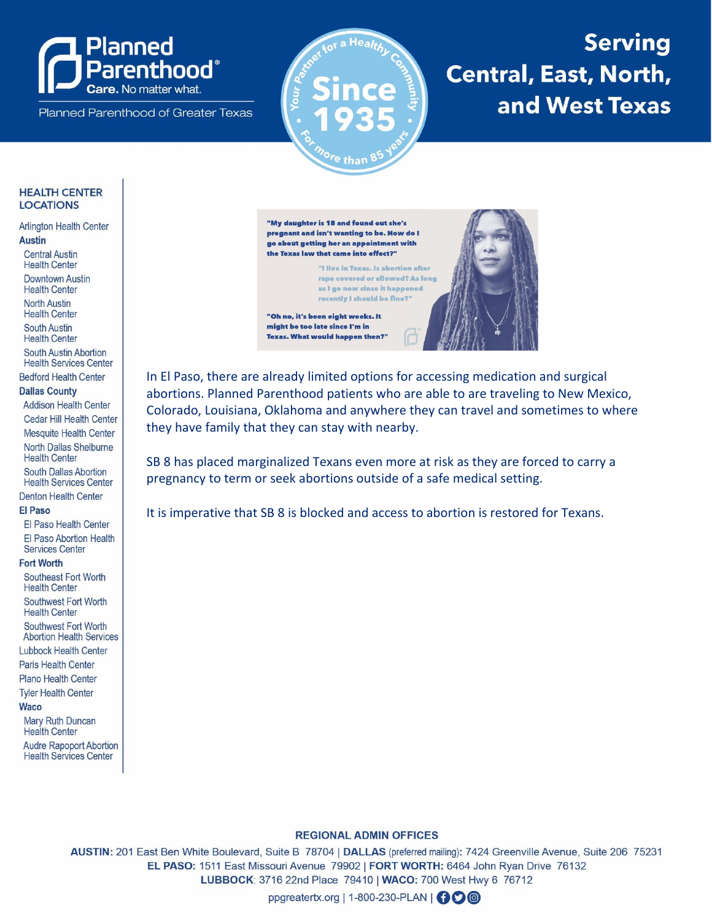Planned Parenthood®
Care. No matter what.

Planned Parenthood of Greater Texas

Your Partner for a Healthy Community · Since 1935 · For more than 85 years

# Serving Central, East, North, and West Texas

## HEALTH CENTER LOCATIONS

- Arlington Health Center
- **Austin**
  - Central Austin Health Center
  - Downtown Austin Health Center
  - North Austin Health Center
  - South Austin Health Center
  - South Austin Abortion Health Services Center
- Bedford Health Center
- **Dallas County**
  - Addison Health Center
  - Cedar Hill Health Center
  - Mesquite Health Center
  - North Dallas Shelburne Health Center
  - South Dallas Abortion Health Services Center
- Denton Health Center
- **El Paso**
  - El Paso Health Center
  - El Paso Abortion Health Services Center
- **Fort Worth**
  - Southeast Fort Worth Health Center
  - Southwest Fort Worth Health Center
  - Southwest Fort Worth Abortion Health Services
- Lubbock Health Center
- Paris Health Center
- Plano Health Center
- Tyler Health Center
- **Waco**
  - Mary Ruth Duncan Health Center
  - Audre Rapoport Abortion Health Services Center

**"My daughter is 18 and found out she's pregnant and isn't wanting to be. How do I go about getting her an appointment with the Texas law that came into effect?"**

"I live in Texas. Is abortion after rape covered or allowed? As long as I go now since it happened recently I should be fine?"

**"Oh no, it's been eight weeks. It might be too late since I'm in Texas. What would happen then?"**

In El Paso, there are already limited options for accessing medication and surgical abortions. Planned Parenthood patients who are able to are traveling to New Mexico, Colorado, Louisiana, Oklahoma and anywhere they can travel and sometimes to where they have family that they can stay with nearby.

SB 8 has placed marginalized Texans even more at risk as they are forced to carry a pregnancy to term or seek abortions outside of a safe medical setting.

It is imperative that SB 8 is blocked and access to abortion is restored for Texans.

**REGIONAL ADMIN OFFICES**

**AUSTIN:** 201 East Ben White Boulevard, Suite B 78704 | **DALLAS** (preferred mailing)**:** 7424 Greenville Avenue, Suite 206 75231
**EL PASO:** 1511 East Missouri Avenue 79902 | **FORT WORTH:** 6464 John Ryan Drive 76132
**LUBBOCK**: 3716 22nd Place 79410 | **WACO:** 700 West Hwy 6 76712

ppgreatertx.org | 1-800-230-PLAN |